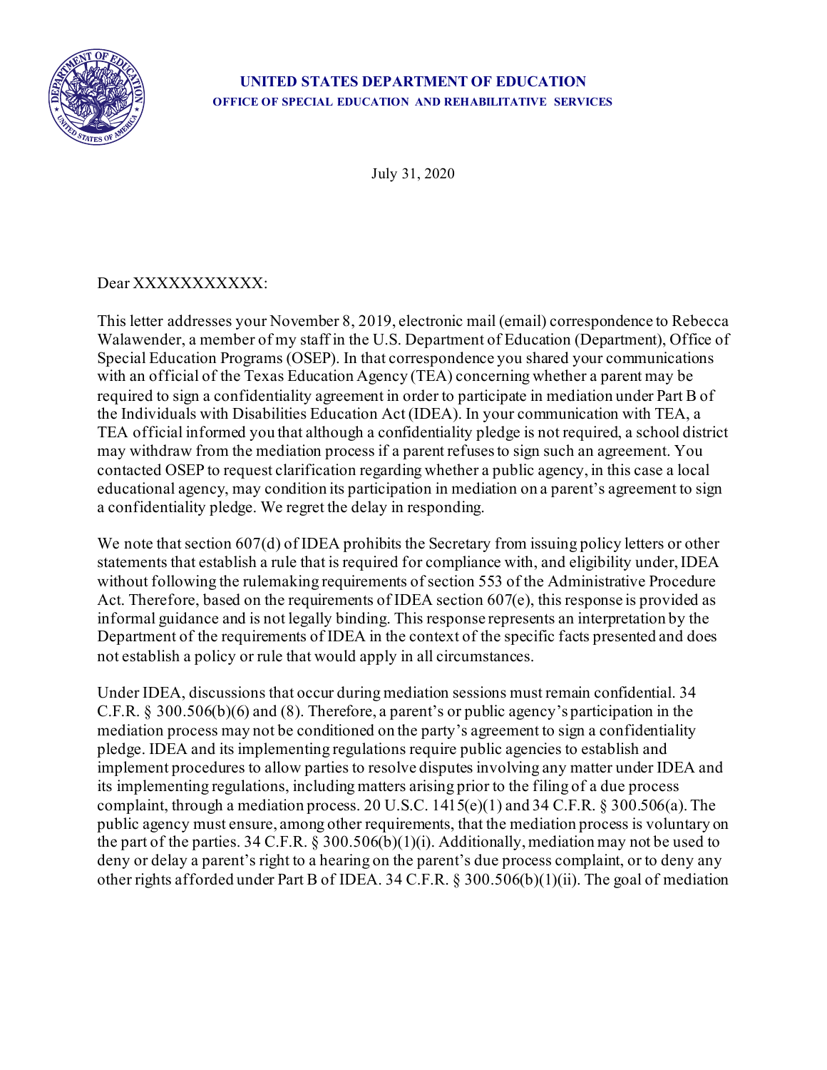**UNITED STATES DEPARTMENT OF EDUCATION**
**OFFICE OF SPECIAL EDUCATION AND REHABILITATIVE SERVICES**

July 31, 2020

Dear XXXXXXXXXXX:

This letter addresses your November 8, 2019, electronic mail (email) correspondence to Rebecca Walawender, a member of my staff in the U.S. Department of Education (Department), Office of Special Education Programs (OSEP). In that correspondence you shared your communications with an official of the Texas Education Agency (TEA) concerning whether a parent may be required to sign a confidentiality agreement in order to participate in mediation under Part B of the Individuals with Disabilities Education Act (IDEA). In your communication with TEA, a TEA official informed you that although a confidentiality pledge is not required, a school district may withdraw from the mediation process if a parent refuses to sign such an agreement. You contacted OSEP to request clarification regarding whether a public agency, in this case a local educational agency, may condition its participation in mediation on a parent's agreement to sign a confidentiality pledge. We regret the delay in responding.

We note that section 607(d) of IDEA prohibits the Secretary from issuing policy letters or other statements that establish a rule that is required for compliance with, and eligibility under, IDEA without following the rulemaking requirements of section 553 of the Administrative Procedure Act. Therefore, based on the requirements of IDEA section 607(e), this response is provided as informal guidance and is not legally binding. This response represents an interpretation by the Department of the requirements of IDEA in the context of the specific facts presented and does not establish a policy or rule that would apply in all circumstances.

Under IDEA, discussions that occur during mediation sessions must remain confidential. 34 C.F.R. § 300.506(b)(6) and (8). Therefore, a parent's or public agency's participation in the mediation process may not be conditioned on the party's agreement to sign a confidentiality pledge. IDEA and its implementing regulations require public agencies to establish and implement procedures to allow parties to resolve disputes involving any matter under IDEA and its implementing regulations, including matters arising prior to the filing of a due process complaint, through a mediation process. 20 U.S.C. 1415(e)(1) and 34 C.F.R. § 300.506(a). The public agency must ensure, among other requirements, that the mediation process is voluntary on the part of the parties. 34 C.F.R. § 300.506(b)(1)(i). Additionally, mediation may not be used to deny or delay a parent's right to a hearing on the parent's due process complaint, or to deny any other rights afforded under Part B of IDEA. 34 C.F.R. § 300.506(b)(1)(ii). The goal of mediation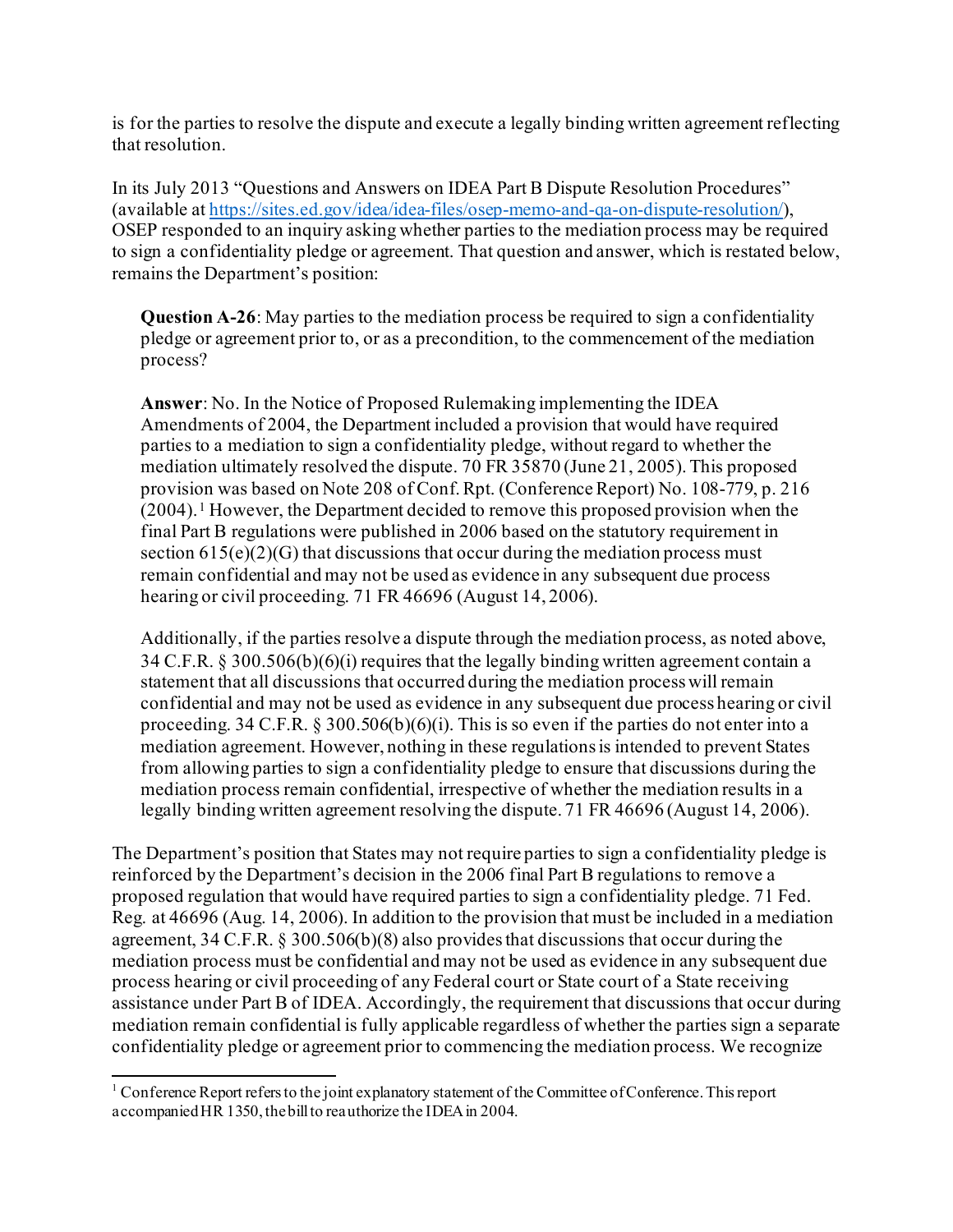is for the parties to resolve the dispute and execute a legally binding written agreement reflecting that resolution.

In its July 2013 "Questions and Answers on IDEA Part B Dispute Resolution Procedures" (available at [https://sites.ed.gov/idea/idea-files/osep-memo-and-qa-on-dispute-resolution/](https://sites.ed.gov/idea/idea-files/osep-memo-and-qa-on-dispute-resolution/)), OSEP responded to an inquiry asking whether parties to the mediation process may be required to sign a confidentiality pledge or agreement. That question and answer, which is restated below, remains the Department's position:

> **Question A-26**: May parties to the mediation process be required to sign a confidentiality pledge or agreement prior to, or as a precondition, to the commencement of the mediation process?
>
> **Answer**: No. In the Notice of Proposed Rulemaking implementing the IDEA Amendments of 2004, the Department included a provision that would have required parties to a mediation to sign a confidentiality pledge, without regard to whether the mediation ultimately resolved the dispute. 70 FR 35870 (June 21, 2005). This proposed provision was based on Note 208 of Conf. Rpt. (Conference Report) No. 108-779, p. 216 (2004).[1] However, the Department decided to remove this proposed provision when the final Part B regulations were published in 2006 based on the statutory requirement in section 615(e)(2)(G) that discussions that occur during the mediation process must remain confidential and may not be used as evidence in any subsequent due process hearing or civil proceeding. 71 FR 46696 (August 14, 2006).
>
> Additionally, if the parties resolve a dispute through the mediation process, as noted above, 34 C.F.R. § 300.506(b)(6)(i) requires that the legally binding written agreement contain a statement that all discussions that occurred during the mediation process will remain confidential and may not be used as evidence in any subsequent due process hearing or civil proceeding. 34 C.F.R. § 300.506(b)(6)(i). This is so even if the parties do not enter into a mediation agreement. However, nothing in these regulations is intended to prevent States from allowing parties to sign a confidentiality pledge to ensure that discussions during the mediation process remain confidential, irrespective of whether the mediation results in a legally binding written agreement resolving the dispute. 71 FR 46696 (August 14, 2006).

The Department's position that States may not require parties to sign a confidentiality pledge is reinforced by the Department's decision in the 2006 final Part B regulations to remove a proposed regulation that would have required parties to sign a confidentiality pledge. 71 Fed. Reg. at 46696 (Aug. 14, 2006). In addition to the provision that must be included in a mediation agreement, 34 C.F.R. § 300.506(b)(8) also provides that discussions that occur during the mediation process must be confidential and may not be used as evidence in any subsequent due process hearing or civil proceeding of any Federal court or State court of a State receiving assistance under Part B of IDEA. Accordingly, the requirement that discussions that occur during mediation remain confidential is fully applicable regardless of whether the parties sign a separate confidentiality pledge or agreement prior to commencing the mediation process. We recognize

---

[1] Conference Report refers to the joint explanatory statement of the Committee of Conference. This report accompanied HR 1350, the bill to reauthorize the IDEA in 2004.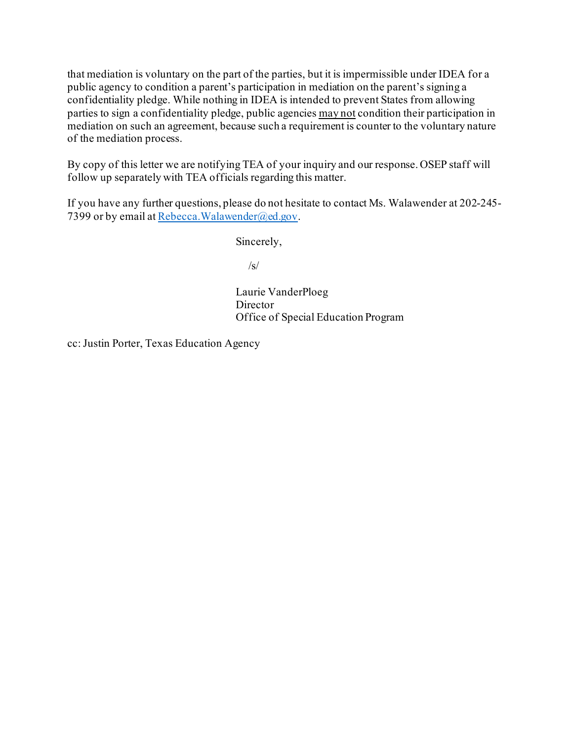that mediation is voluntary on the part of the parties, but it is impermissible under IDEA for a public agency to condition a parent's participation in mediation on the parent's signing a confidentiality pledge. While nothing in IDEA is intended to prevent States from allowing parties to sign a confidentiality pledge, public agencies may not condition their participation in mediation on such an agreement, because such a requirement is counter to the voluntary nature of the mediation process.

By copy of this letter we are notifying TEA of your inquiry and our response. OSEP staff will follow up separately with TEA officials regarding this matter.

If you have any further questions, please do not hesitate to contact Ms. Walawender at 202-245-7399 or by email at Rebecca.Walawender@ed.gov.

Sincerely,

/s/

Laurie VanderPloeg
Director
Office of Special Education Program

cc: Justin Porter, Texas Education Agency